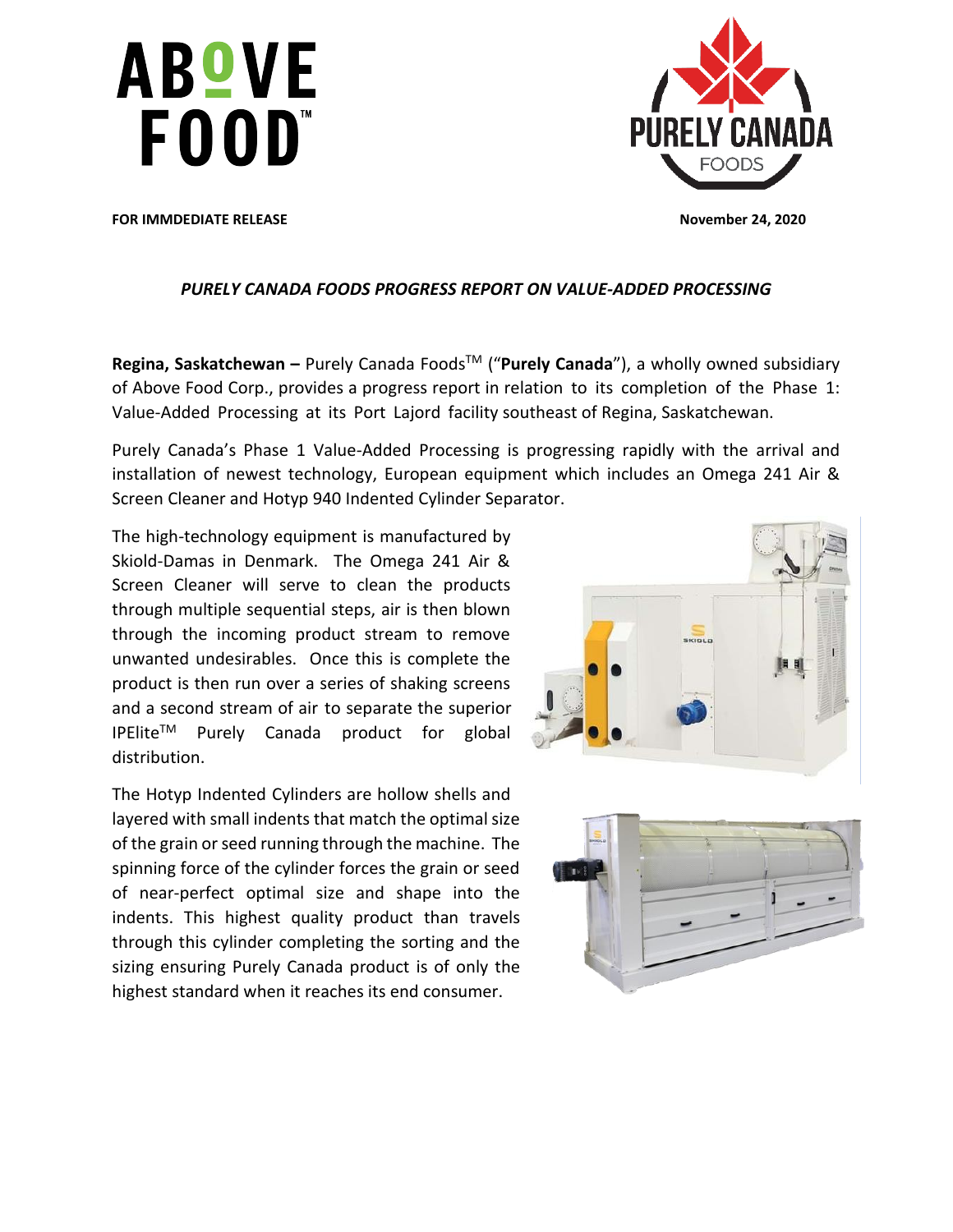**FOR IMMDEDIATE RELEASE** **November 24, 2020**

### *PURELY CANADA FOODS PROGRESS REPORT ON VALUE-ADDED PROCESSING*

**Regina, Saskatchewan –** Purely Canada Foods$^{TM}$ ("**Purely Canada**"), a wholly owned subsidiary of Above Food Corp., provides a progress report in relation to its completion of the Phase 1: Value-Added Processing at its Port Lajord facility southeast of Regina, Saskatchewan.

Purely Canada's Phase 1 Value-Added Processing is progressing rapidly with the arrival and installation of newest technology, European equipment which includes an Omega 241 Air & Screen Cleaner and Hotyp 940 Indented Cylinder Separator.

The high-technology equipment is manufactured by Skiold-Damas in Denmark. The Omega 241 Air & Screen Cleaner will serve to clean the products through multiple sequential steps, air is then blown through the incoming product stream to remove unwanted undesirables. Once this is complete the product is then run over a series of shaking screens and a second stream of air to separate the superior IPElite$^{TM}$ Purely Canada product for global distribution.

The Hotyp Indented Cylinders are hollow shells and layered with small indents that match the optimal size of the grain or seed running through the machine. The spinning force of the cylinder forces the grain or seed of near-perfect optimal size and shape into the indents. This highest quality product than travels through this cylinder completing the sorting and the sizing ensuring Purely Canada product is of only the highest standard when it reaches its end consumer.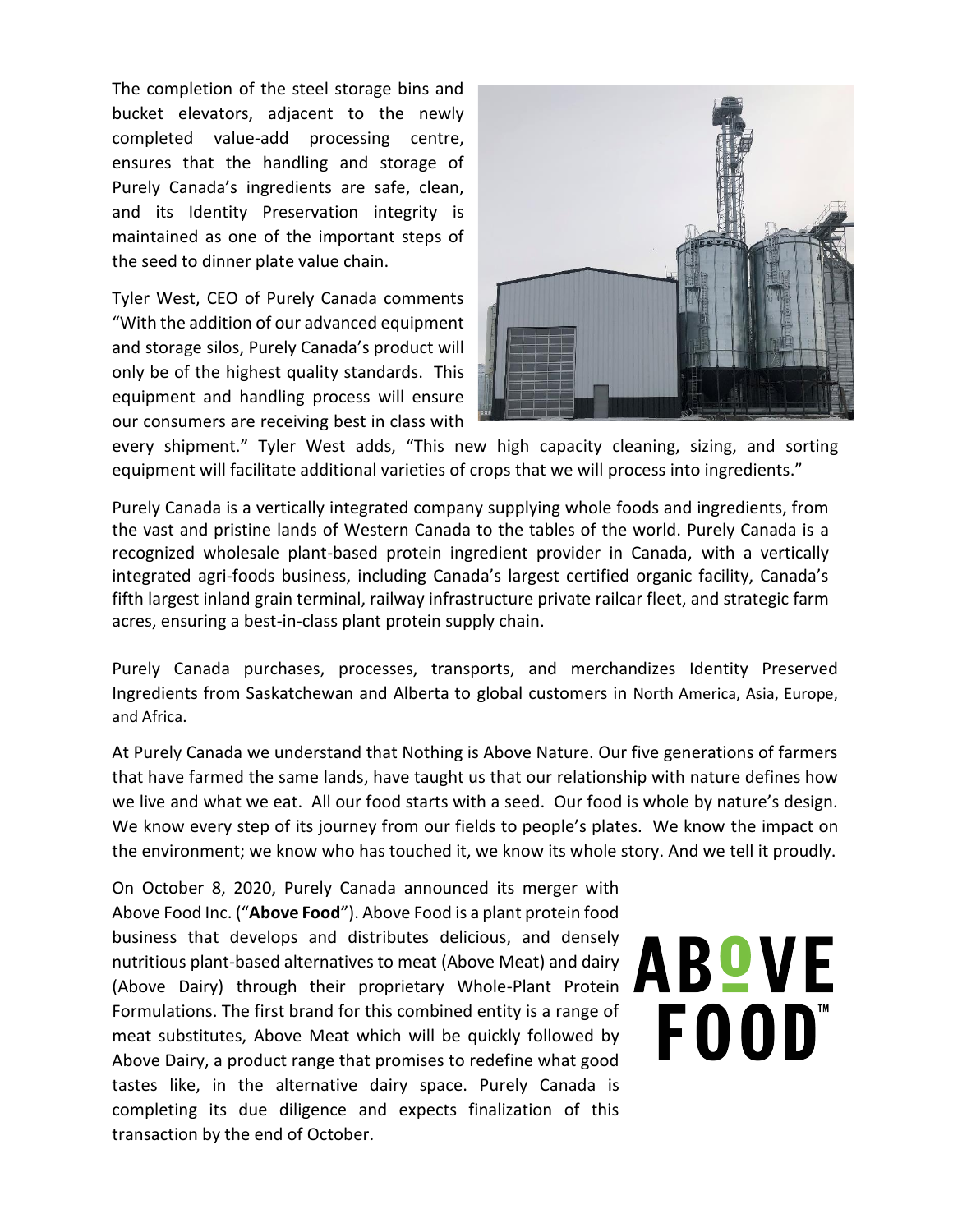The completion of the steel storage bins and bucket elevators, adjacent to the newly completed value-add processing centre, ensures that the handling and storage of Purely Canada's ingredients are safe, clean, and its Identity Preservation integrity is maintained as one of the important steps of the seed to dinner plate value chain.

Tyler West, CEO of Purely Canada comments "With the addition of our advanced equipment and storage silos, Purely Canada's product will only be of the highest quality standards. This equipment and handling process will ensure our consumers are receiving best in class with every shipment." Tyler West adds, "This new high capacity cleaning, sizing, and sorting equipment will facilitate additional varieties of crops that we will process into ingredients."

Purely Canada is a vertically integrated company supplying whole foods and ingredients, from the vast and pristine lands of Western Canada to the tables of the world. Purely Canada is a recognized wholesale plant-based protein ingredient provider in Canada, with a vertically integrated agri-foods business, including Canada's largest certified organic facility, Canada's fifth largest inland grain terminal, railway infrastructure private railcar fleet, and strategic farm acres, ensuring a best-in-class plant protein supply chain.

Purely Canada purchases, processes, transports, and merchandizes Identity Preserved Ingredients from Saskatchewan and Alberta to global customers in North America, Asia, Europe, and Africa.

At Purely Canada we understand that Nothing is Above Nature. Our five generations of farmers that have farmed the same lands, have taught us that our relationship with nature defines how we live and what we eat. All our food starts with a seed. Our food is whole by nature's design. We know every step of its journey from our fields to people's plates. We know the impact on the environment; we know who has touched it, we know its whole story. And we tell it proudly.

On October 8, 2020, Purely Canada announced its merger with Above Food Inc. ("**Above Food**"). Above Food is a plant protein food business that develops and distributes delicious, and densely nutritious plant-based alternatives to meat (Above Meat) and dairy (Above Dairy) through their proprietary Whole-Plant Protein Formulations. The first brand for this combined entity is a range of meat substitutes, Above Meat which will be quickly followed by Above Dairy, a product range that promises to redefine what good tastes like, in the alternative dairy space. Purely Canada is completing its due diligence and expects finalization of this transaction by the end of October.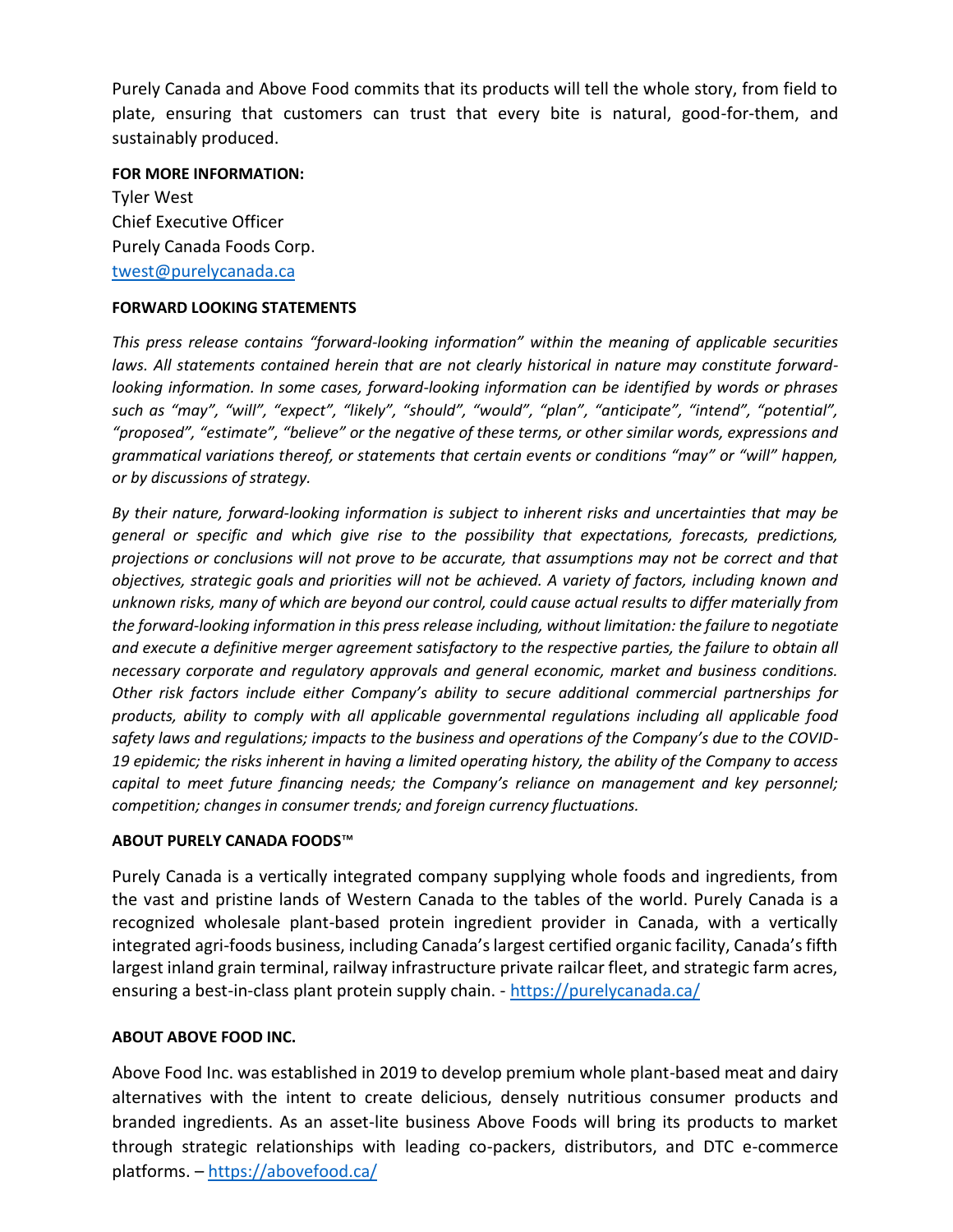Purely Canada and Above Food commits that its products will tell the whole story, from field to plate, ensuring that customers can trust that every bite is natural, good-for-them, and sustainably produced.

**FOR MORE INFORMATION:**

Tyler West
Chief Executive Officer
Purely Canada Foods Corp.
twest@purelycanada.ca

**FORWARD LOOKING STATEMENTS**

*This press release contains "forward-looking information" within the meaning of applicable securities laws. All statements contained herein that are not clearly historical in nature may constitute forward-looking information. In some cases, forward-looking information can be identified by words or phrases such as "may", "will", "expect", "likely", "should", "would", "plan", "anticipate", "intend", "potential", "proposed", "estimate", "believe" or the negative of these terms, or other similar words, expressions and grammatical variations thereof, or statements that certain events or conditions "may" or "will" happen, or by discussions of strategy.*

*By their nature, forward-looking information is subject to inherent risks and uncertainties that may be general or specific and which give rise to the possibility that expectations, forecasts, predictions, projections or conclusions will not prove to be accurate, that assumptions may not be correct and that objectives, strategic goals and priorities will not be achieved. A variety of factors, including known and unknown risks, many of which are beyond our control, could cause actual results to differ materially from the forward-looking information in this press release including, without limitation: the failure to negotiate and execute a definitive merger agreement satisfactory to the respective parties, the failure to obtain all necessary corporate and regulatory approvals and general economic, market and business conditions. Other risk factors include either Company's ability to secure additional commercial partnerships for products, ability to comply with all applicable governmental regulations including all applicable food safety laws and regulations; impacts to the business and operations of the Company's due to the COVID-19 epidemic; the risks inherent in having a limited operating history, the ability of the Company to access capital to meet future financing needs; the Company's reliance on management and key personnel; competition; changes in consumer trends; and foreign currency fluctuations.*

**ABOUT PURELY CANADA FOODS™**

Purely Canada is a vertically integrated company supplying whole foods and ingredients, from the vast and pristine lands of Western Canada to the tables of the world. Purely Canada is a recognized wholesale plant-based protein ingredient provider in Canada, with a vertically integrated agri-foods business, including Canada's largest certified organic facility, Canada's fifth largest inland grain terminal, railway infrastructure private railcar fleet, and strategic farm acres, ensuring a best-in-class plant protein supply chain. - https://purelycanada.ca/

**ABOUT ABOVE FOOD INC.**

Above Food Inc. was established in 2019 to develop premium whole plant-based meat and dairy alternatives with the intent to create delicious, densely nutritious consumer products and branded ingredients. As an asset-lite business Above Foods will bring its products to market through strategic relationships with leading co-packers, distributors, and DTC e-commerce platforms. – https://abovefood.ca/